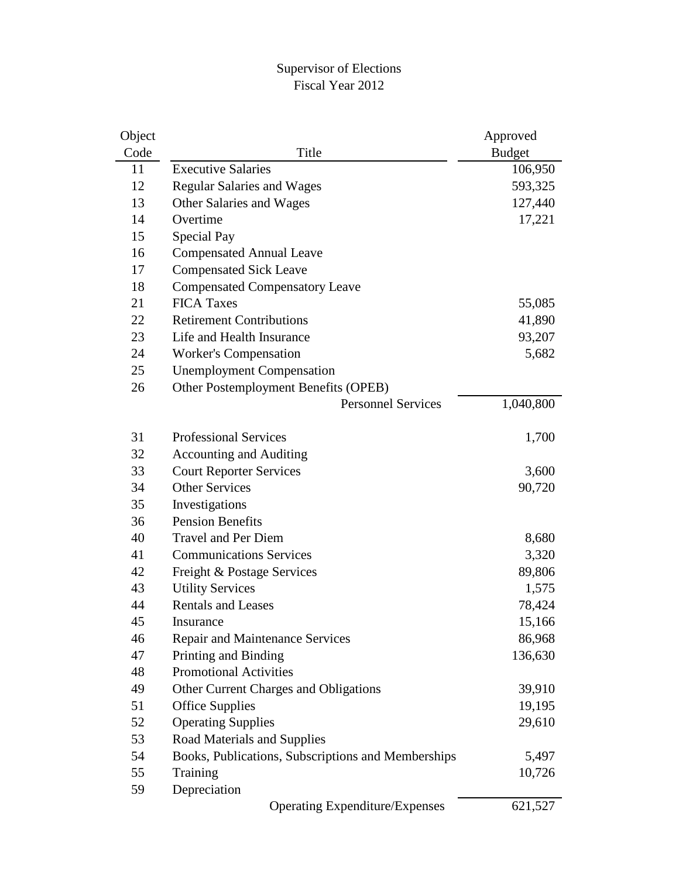# Supervisor of Elections
## Fiscal Year 2012

| Object Code | Title | Approved Budget |
|---|---|---|
| 11 | Executive Salaries | 106,950 |
| 12 | Regular Salaries and Wages | 593,325 |
| 13 | Other Salaries and Wages | 127,440 |
| 14 | Overtime | 17,221 |
| 15 | Special Pay | |
| 16 | Compensated Annual Leave | |
| 17 | Compensated Sick Leave | |
| 18 | Compensated Compensatory Leave | |
| 21 | FICA Taxes | 55,085 |
| 22 | Retirement Contributions | 41,890 |
| 23 | Life and Health Insurance | 93,207 |
| 24 | Worker's Compensation | 5,682 |
| 25 | Unemployment Compensation | |
| 26 | Other Postemployment Benefits (OPEB) | |
| | Personnel Services | 1,040,800 |
| | | |
| 31 | Professional Services | 1,700 |
| 32 | Accounting and Auditing | |
| 33 | Court Reporter Services | 3,600 |
| 34 | Other Services | 90,720 |
| 35 | Investigations | |
| 36 | Pension Benefits | |
| 40 | Travel and Per Diem | 8,680 |
| 41 | Communications Services | 3,320 |
| 42 | Freight & Postage Services | 89,806 |
| 43 | Utility Services | 1,575 |
| 44 | Rentals and Leases | 78,424 |
| 45 | Insurance | 15,166 |
| 46 | Repair and Maintenance Services | 86,968 |
| 47 | Printing and Binding | 136,630 |
| 48 | Promotional Activities | |
| 49 | Other Current Charges and Obligations | 39,910 |
| 51 | Office Supplies | 19,195 |
| 52 | Operating Supplies | 29,610 |
| 53 | Road Materials and Supplies | |
| 54 | Books, Publications, Subscriptions and Memberships | 5,497 |
| 55 | Training | 10,726 |
| 59 | Depreciation | |
| | Operating Expenditure/Expenses | 621,527 |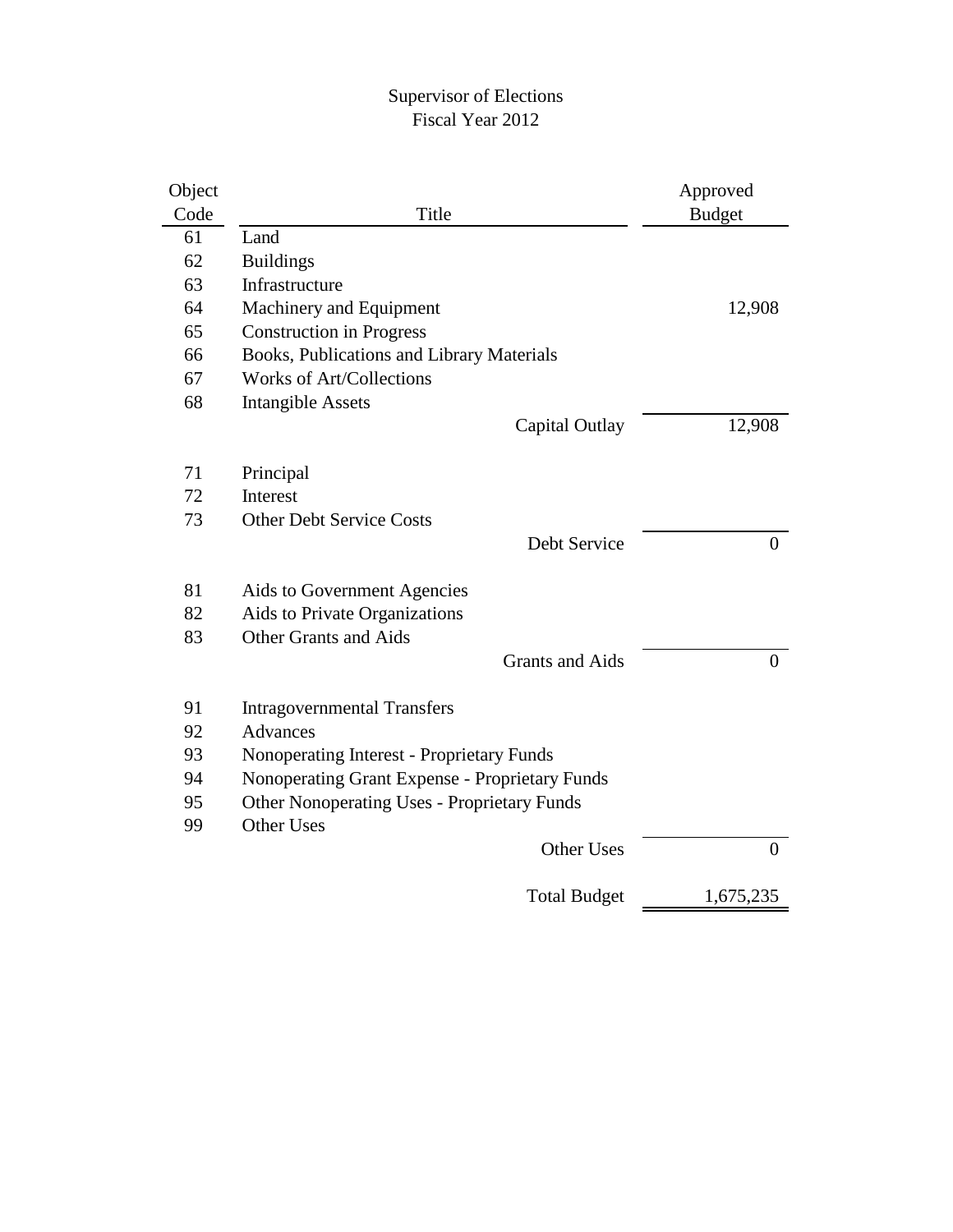# Supervisor of Elections
## Fiscal Year 2012

| Object Code | Title | Approved Budget |
|---|---|---|
| 61 | Land | |
| 62 | Buildings | |
| 63 | Infrastructure | |
| 64 | Machinery and Equipment | 12,908 |
| 65 | Construction in Progress | |
| 66 | Books, Publications and Library Materials | |
| 67 | Works of Art/Collections | |
| 68 | Intangible Assets | |
| | Capital Outlay | 12,908 |
| 71 | Principal | |
| 72 | Interest | |
| 73 | Other Debt Service Costs | |
| | Debt Service | 0 |
| 81 | Aids to Government Agencies | |
| 82 | Aids to Private Organizations | |
| 83 | Other Grants and Aids | |
| | Grants and Aids | 0 |
| 91 | Intragovernmental Transfers | |
| 92 | Advances | |
| 93 | Nonoperating Interest - Proprietary Funds | |
| 94 | Nonoperating Grant Expense - Proprietary Funds | |
| 95 | Other Nonoperating Uses - Proprietary Funds | |
| 99 | Other Uses | |
| | Other Uses | 0 |
| | Total Budget | 1,675,235 |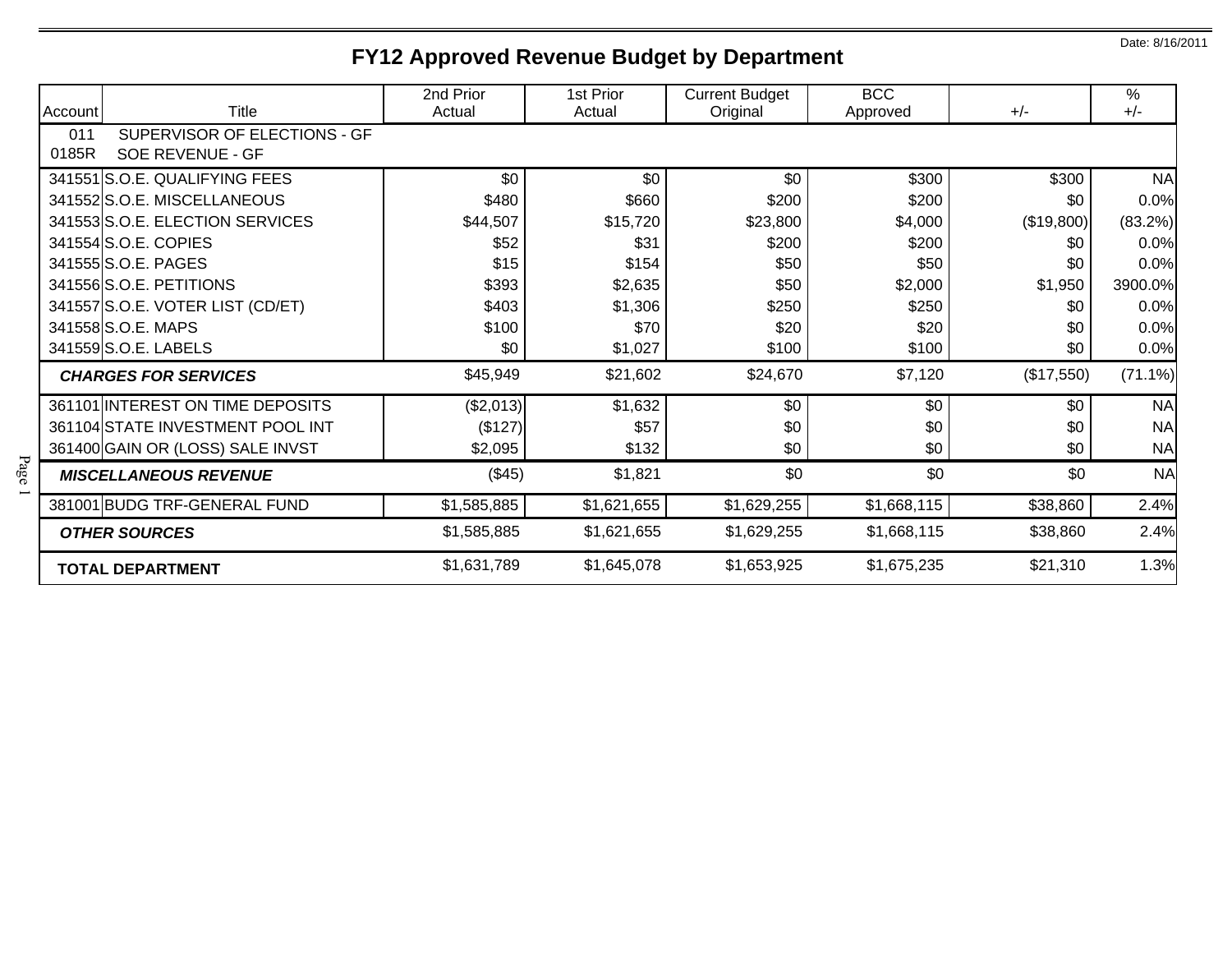Date: 8/16/2011

# FY12 Approved Revenue Budget by Department

| Account | Title | 2nd Prior Actual | 1st Prior Actual | Current Budget Original | BCC Approved | +/- | % +/- |
|---|---|---|---|---|---|---|---|
| 011 | SUPERVISOR OF ELECTIONS - GF | | | | | | |
| 0185R | SOE REVENUE - GF | | | | | | |
| 341551 | S.O.E. QUALIFYING FEES | $0 | $0 | $0 | $300 | $300 | NA |
| 341552 | S.O.E. MISCELLANEOUS | $480 | $660 | $200 | $200 | $0 | 0.0% |
| 341553 | S.O.E. ELECTION SERVICES | $44,507 | $15,720 | $23,800 | $4,000 | ($19,800) | (83.2%) |
| 341554 | S.O.E. COPIES | $52 | $31 | $200 | $200 | $0 | 0.0% |
| 341555 | S.O.E. PAGES | $15 | $154 | $50 | $50 | $0 | 0.0% |
| 341556 | S.O.E. PETITIONS | $393 | $2,635 | $50 | $2,000 | $1,950 | 3900.0% |
| 341557 | S.O.E. VOTER LIST (CD/ET) | $403 | $1,306 | $250 | $250 | $0 | 0.0% |
| 341558 | S.O.E. MAPS | $100 | $70 | $20 | $20 | $0 | 0.0% |
| 341559 | S.O.E. LABELS | $0 | $1,027 | $100 | $100 | $0 | 0.0% |
| | ***CHARGES FOR SERVICES*** | $45,949 | $21,602 | $24,670 | $7,120 | ($17,550) | (71.1%) |
| 361101 | INTEREST ON TIME DEPOSITS | ($2,013) | $1,632 | $0 | $0 | $0 | NA |
| 361104 | STATE INVESTMENT POOL INT | ($127) | $57 | $0 | $0 | $0 | NA |
| 361400 | GAIN OR (LOSS) SALE INVST | $2,095 | $132 | $0 | $0 | $0 | NA |
| | ***MISCELLANEOUS REVENUE*** | ($45) | $1,821 | $0 | $0 | $0 | NA |
| 381001 | BUDG TRF-GENERAL FUND | $1,585,885 | $1,621,655 | $1,629,255 | $1,668,115 | $38,860 | 2.4% |
| | ***OTHER SOURCES*** | $1,585,885 | $1,621,655 | $1,629,255 | $1,668,115 | $38,860 | 2.4% |
| | **TOTAL DEPARTMENT** | $1,631,789 | $1,645,078 | $1,653,925 | $1,675,235 | $21,310 | 1.3% |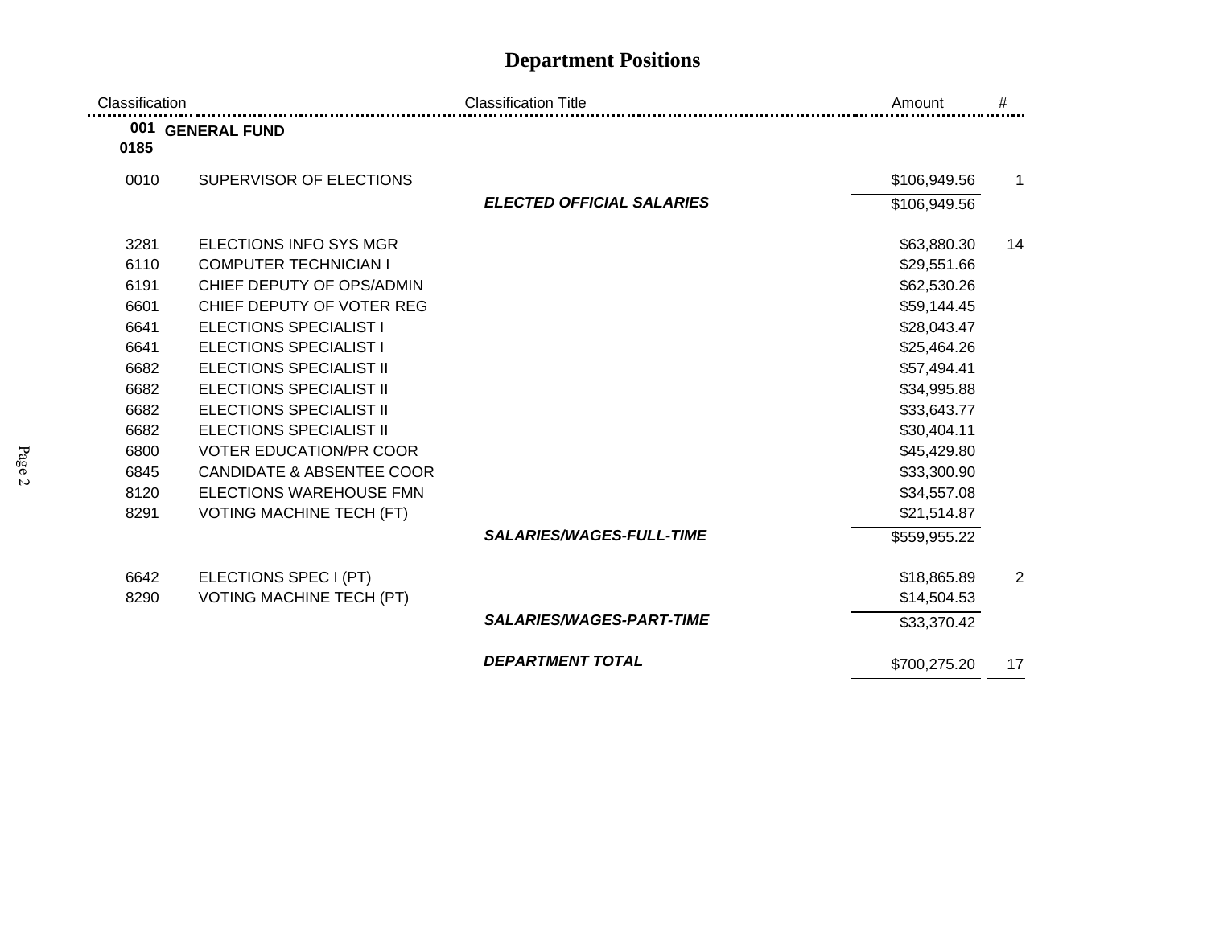# Department Positions

| Classification | Classification Title | Amount | # |
|---|---|---|---|
| **001** | **GENERAL FUND** | | |
| **0185** | | | |
| 0010 | SUPERVISOR OF ELECTIONS | $106,949.56 | 1 |
| | ***ELECTED OFFICIAL SALARIES*** | $106,949.56 | |
| 3281 | ELECTIONS INFO SYS MGR | $63,880.30 | 14 |
| 6110 | COMPUTER TECHNICIAN I | $29,551.66 | |
| 6191 | CHIEF DEPUTY OF OPS/ADMIN | $62,530.26 | |
| 6601 | CHIEF DEPUTY OF VOTER REG | $59,144.45 | |
| 6641 | ELECTIONS SPECIALIST I | $28,043.47 | |
| 6641 | ELECTIONS SPECIALIST I | $25,464.26 | |
| 6682 | ELECTIONS SPECIALIST II | $57,494.41 | |
| 6682 | ELECTIONS SPECIALIST II | $34,995.88 | |
| 6682 | ELECTIONS SPECIALIST II | $33,643.77 | |
| 6682 | ELECTIONS SPECIALIST II | $30,404.11 | |
| 6800 | VOTER EDUCATION/PR COOR | $45,429.80 | |
| 6845 | CANDIDATE & ABSENTEE COOR | $33,300.90 | |
| 8120 | ELECTIONS WAREHOUSE FMN | $34,557.08 | |
| 8291 | VOTING MACHINE TECH (FT) | $21,514.87 | |
| | ***SALARIES/WAGES-FULL-TIME*** | $559,955.22 | |
| 6642 | ELECTIONS SPEC I (PT) | $18,865.89 | 2 |
| 8290 | VOTING MACHINE TECH (PT) | $14,504.53 | |
| | ***SALARIES/WAGES-PART-TIME*** | $33,370.42 | |
| | ***DEPARTMENT TOTAL*** | $700,275.20 | 17 |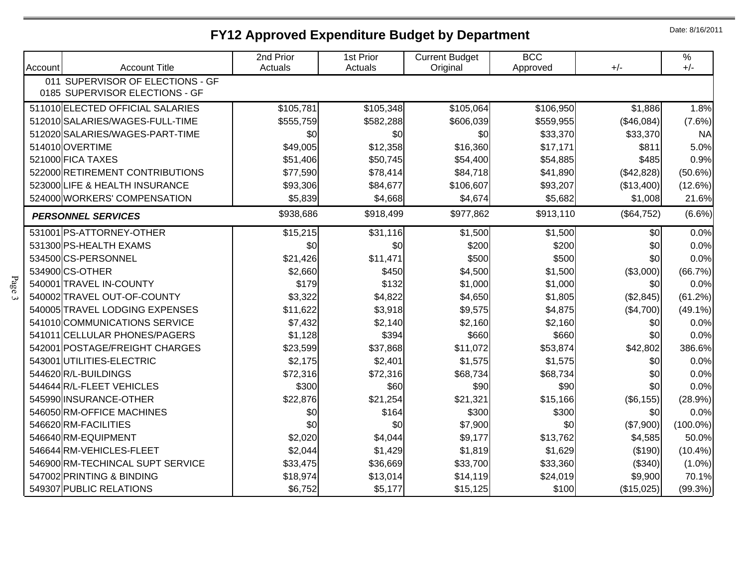# FY12 Approved Expenditure Budget by Department

Date: 8/16/2011

| Account | Account Title | 2nd Prior Actuals | 1st Prior Actuals | Current Budget Original | BCC Approved | +/- | % +/- |
|---|---|---|---|---|---|---|---|
| | 011 SUPERVISOR OF ELECTIONS - GF | | | | | | |
| | 0185 SUPERVISOR ELECTIONS - GF | | | | | | |
| 511010 | ELECTED OFFICIAL SALARIES | $105,781 | $105,348 | $105,064 | $106,950 | $1,886 | 1.8% |
| 512010 | SALARIES/WAGES-FULL-TIME | $555,759 | $582,288 | $606,039 | $559,955 | ($46,084) | (7.6%) |
| 512020 | SALARIES/WAGES-PART-TIME | $0 | $0 | $0 | $33,370 | $33,370 | NA |
| 514010 | OVERTIME | $49,005 | $12,358 | $16,360 | $17,171 | $811 | 5.0% |
| 521000 | FICA TAXES | $51,406 | $50,745 | $54,400 | $54,885 | $485 | 0.9% |
| 522000 | RETIREMENT CONTRIBUTIONS | $77,590 | $78,414 | $84,718 | $41,890 | ($42,828) | (50.6%) |
| 523000 | LIFE & HEALTH INSURANCE | $93,306 | $84,677 | $106,607 | $93,207 | ($13,400) | (12.6%) |
| 524000 | WORKERS' COMPENSATION | $5,839 | $4,668 | $4,674 | $5,682 | $1,008 | 21.6% |
| | ***PERSONNEL SERVICES*** | $938,686 | $918,499 | $977,862 | $913,110 | ($64,752) | (6.6%) |
| 531001 | PS-ATTORNEY-OTHER | $15,215 | $31,116 | $1,500 | $1,500 | $0 | 0.0% |
| 531300 | PS-HEALTH EXAMS | $0 | $0 | $200 | $200 | $0 | 0.0% |
| 534500 | CS-PERSONNEL | $21,426 | $11,471 | $500 | $500 | $0 | 0.0% |
| 534900 | CS-OTHER | $2,660 | $450 | $4,500 | $1,500 | ($3,000) | (66.7%) |
| 540001 | TRAVEL IN-COUNTY | $179 | $132 | $1,000 | $1,000 | $0 | 0.0% |
| 540002 | TRAVEL OUT-OF-COUNTY | $3,322 | $4,822 | $4,650 | $1,805 | ($2,845) | (61.2%) |
| 540005 | TRAVEL LODGING EXPENSES | $11,622 | $3,918 | $9,575 | $4,875 | ($4,700) | (49.1%) |
| 541010 | COMMUNICATIONS SERVICE | $7,432 | $2,140 | $2,160 | $2,160 | $0 | 0.0% |
| 541011 | CELLULAR PHONES/PAGERS | $1,128 | $394 | $660 | $660 | $0 | 0.0% |
| 542001 | POSTAGE/FREIGHT CHARGES | $23,599 | $37,868 | $11,072 | $53,874 | $42,802 | 386.6% |
| 543001 | UTILITIES-ELECTRIC | $2,175 | $2,401 | $1,575 | $1,575 | $0 | 0.0% |
| 544620 | R/L-BUILDINGS | $72,316 | $72,316 | $68,734 | $68,734 | $0 | 0.0% |
| 544644 | R/L-FLEET VEHICLES | $300 | $60 | $90 | $90 | $0 | 0.0% |
| 545990 | INSURANCE-OTHER | $22,876 | $21,254 | $21,321 | $15,166 | ($6,155) | (28.9%) |
| 546050 | RM-OFFICE MACHINES | $0 | $164 | $300 | $300 | $0 | 0.0% |
| 546620 | RM-FACILITIES | $0 | $0 | $7,900 | $0 | ($7,900) | (100.0%) |
| 546640 | RM-EQUIPMENT | $2,020 | $4,044 | $9,177 | $13,762 | $4,585 | 50.0% |
| 546644 | RM-VEHICLES-FLEET | $2,044 | $1,429 | $1,819 | $1,629 | ($190) | (10.4%) |
| 546900 | RM-TECHINCAL SUPT SERVICE | $33,475 | $36,669 | $33,700 | $33,360 | ($340) | (1.0%) |
| 547002 | PRINTING & BINDING | $18,974 | $13,014 | $14,119 | $24,019 | $9,900 | 70.1% |
| 549307 | PUBLIC RELATIONS | $6,752 | $5,177 | $15,125 | $100 | ($15,025) | (99.3%) |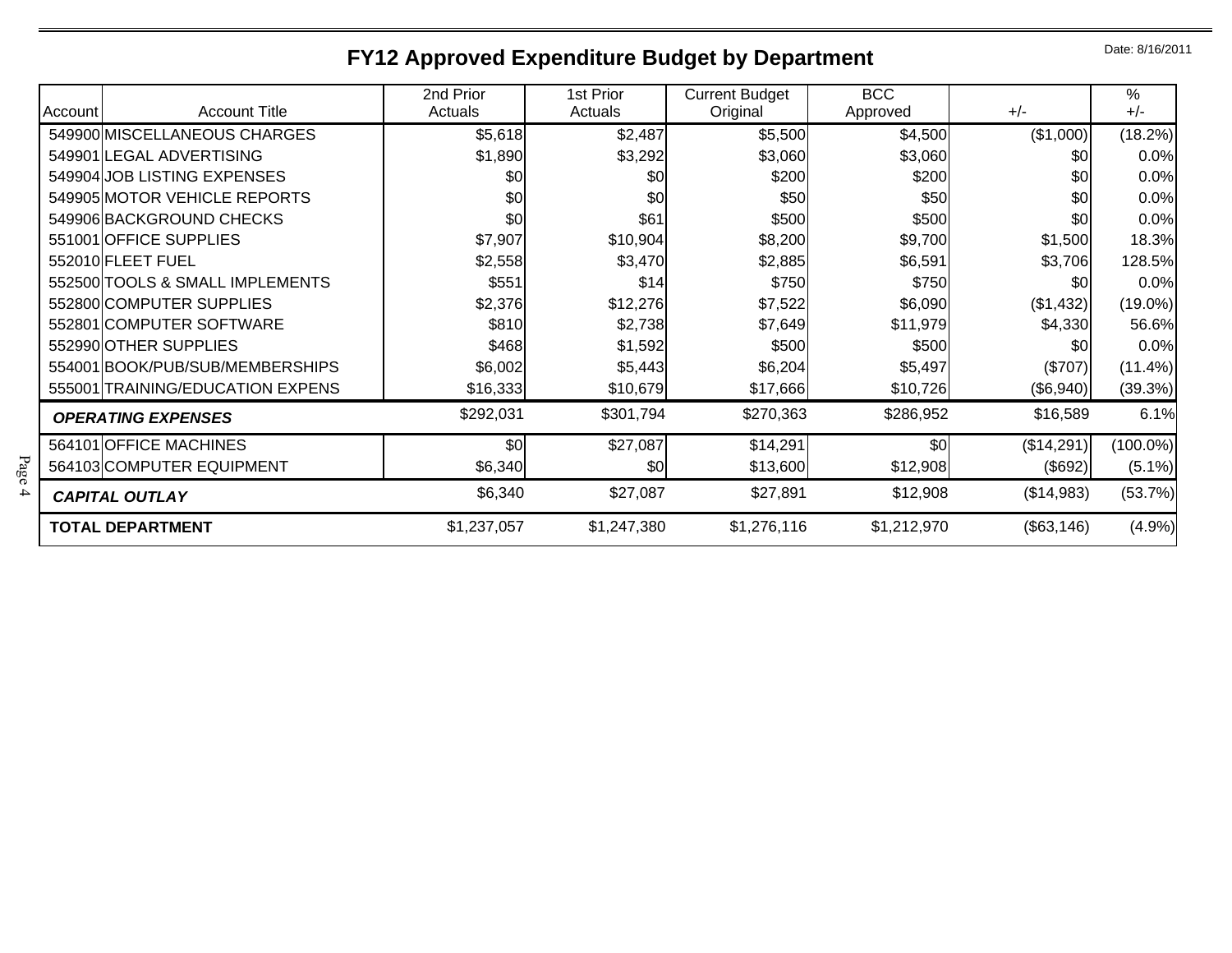# FY12 Approved Expenditure Budget by Department

Date: 8/16/2011

| Account | Account Title | 2nd Prior Actuals | 1st Prior Actuals | Current Budget Original | BCC Approved | +/- | % +/- |
|---|---|---|---|---|---|---|---|
| 549900 | MISCELLANEOUS CHARGES | $5,618 | $2,487 | $5,500 | $4,500 | ($1,000) | (18.2%) |
| 549901 | LEGAL ADVERTISING | $1,890 | $3,292 | $3,060 | $3,060 | $0 | 0.0% |
| 549904 | JOB LISTING EXPENSES | $0 | $0 | $200 | $200 | $0 | 0.0% |
| 549905 | MOTOR VEHICLE REPORTS | $0 | $0 | $50 | $50 | $0 | 0.0% |
| 549906 | BACKGROUND CHECKS | $0 | $61 | $500 | $500 | $0 | 0.0% |
| 551001 | OFFICE SUPPLIES | $7,907 | $10,904 | $8,200 | $9,700 | $1,500 | 18.3% |
| 552010 | FLEET FUEL | $2,558 | $3,470 | $2,885 | $6,591 | $3,706 | 128.5% |
| 552500 | TOOLS & SMALL IMPLEMENTS | $551 | $14 | $750 | $750 | $0 | 0.0% |
| 552800 | COMPUTER SUPPLIES | $2,376 | $12,276 | $7,522 | $6,090 | ($1,432) | (19.0%) |
| 552801 | COMPUTER SOFTWARE | $810 | $2,738 | $7,649 | $11,979 | $4,330 | 56.6% |
| 552990 | OTHER SUPPLIES | $468 | $1,592 | $500 | $500 | $0 | 0.0% |
| 554001 | BOOK/PUB/SUB/MEMBERSHIPS | $6,002 | $5,443 | $6,204 | $5,497 | ($707) | (11.4%) |
| 555001 | TRAINING/EDUCATION EXPENS | $16,333 | $10,679 | $17,666 | $10,726 | ($6,940) | (39.3%) |
| ***OPERATING EXPENSES*** | | $292,031 | $301,794 | $270,363 | $286,952 | $16,589 | 6.1% |
| 564101 | OFFICE MACHINES | $0 | $27,087 | $14,291 | $0 | ($14,291) | (100.0%) |
| 564103 | COMPUTER EQUIPMENT | $6,340 | $0 | $13,600 | $12,908 | ($692) | (5.1%) |
| ***CAPITAL OUTLAY*** | | $6,340 | $27,087 | $27,891 | $12,908 | ($14,983) | (53.7%) |
| **TOTAL DEPARTMENT** | | $1,237,057 | $1,247,380 | $1,276,116 | $1,212,970 | ($63,146) | (4.9%) |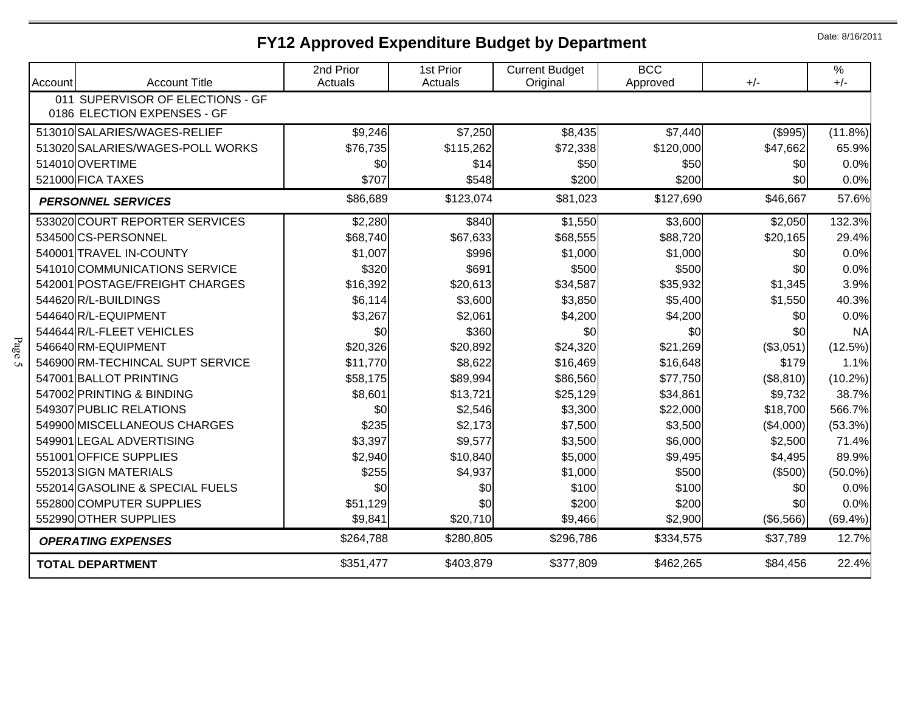# FY12 Approved Expenditure Budget by Department

Date: 8/16/2011

| Account | Account Title | 2nd Prior Actuals | 1st Prior Actuals | Current Budget Original | BCC Approved | +/- | % +/- |
|---|---|---|---|---|---|---|---|
| | 011 SUPERVISOR OF ELECTIONS - GF<br>0186 ELECTION EXPENSES - GF | | | | | | |
| 513010 | SALARIES/WAGES-RELIEF | $9,246 | $7,250 | $8,435 | $7,440 | ($995) | (11.8%) |
| 513020 | SALARIES/WAGES-POLL WORKS | $76,735 | $115,262 | $72,338 | $120,000 | $47,662 | 65.9% |
| 514010 | OVERTIME | $0 | $14 | $50 | $50 | $0 | 0.0% |
| 521000 | FICA TAXES | $707 | $548 | $200 | $200 | $0 | 0.0% |
| | ***PERSONNEL SERVICES*** | $86,689 | $123,074 | $81,023 | $127,690 | $46,667 | 57.6% |
| 533020 | COURT REPORTER SERVICES | $2,280 | $840 | $1,550 | $3,600 | $2,050 | 132.3% |
| 534500 | CS-PERSONNEL | $68,740 | $67,633 | $68,555 | $88,720 | $20,165 | 29.4% |
| 540001 | TRAVEL IN-COUNTY | $1,007 | $996 | $1,000 | $1,000 | $0 | 0.0% |
| 541010 | COMMUNICATIONS SERVICE | $320 | $691 | $500 | $500 | $0 | 0.0% |
| 542001 | POSTAGE/FREIGHT CHARGES | $16,392 | $20,613 | $34,587 | $35,932 | $1,345 | 3.9% |
| 544620 | R/L-BUILDINGS | $6,114 | $3,600 | $3,850 | $5,400 | $1,550 | 40.3% |
| 544640 | R/L-EQUIPMENT | $3,267 | $2,061 | $4,200 | $4,200 | $0 | 0.0% |
| 544644 | R/L-FLEET VEHICLES | $0 | $360 | $0 | $0 | $0 | NA |
| 546640 | RM-EQUIPMENT | $20,326 | $20,892 | $24,320 | $21,269 | ($3,051) | (12.5%) |
| 546900 | RM-TECHINCAL SUPT SERVICE | $11,770 | $8,622 | $16,469 | $16,648 | $179 | 1.1% |
| 547001 | BALLOT PRINTING | $58,175 | $89,994 | $86,560 | $77,750 | ($8,810) | (10.2%) |
| 547002 | PRINTING & BINDING | $8,601 | $13,721 | $25,129 | $34,861 | $9,732 | 38.7% |
| 549307 | PUBLIC RELATIONS | $0 | $2,546 | $3,300 | $22,000 | $18,700 | 566.7% |
| 549900 | MISCELLANEOUS CHARGES | $235 | $2,173 | $7,500 | $3,500 | ($4,000) | (53.3%) |
| 549901 | LEGAL ADVERTISING | $3,397 | $9,577 | $3,500 | $6,000 | $2,500 | 71.4% |
| 551001 | OFFICE SUPPLIES | $2,940 | $10,840 | $5,000 | $9,495 | $4,495 | 89.9% |
| 552013 | SIGN MATERIALS | $255 | $4,937 | $1,000 | $500 | ($500) | (50.0%) |
| 552014 | GASOLINE & SPECIAL FUELS | $0 | $0 | $100 | $100 | $0 | 0.0% |
| 552800 | COMPUTER SUPPLIES | $51,129 | $0 | $200 | $200 | $0 | 0.0% |
| 552990 | OTHER SUPPLIES | $9,841 | $20,710 | $9,466 | $2,900 | ($6,566) | (69.4%) |
| | ***OPERATING EXPENSES*** | $264,788 | $280,805 | $296,786 | $334,575 | $37,789 | 12.7% |
| | **TOTAL DEPARTMENT** | $351,477 | $403,879 | $377,809 | $462,265 | $84,456 | 22.4% |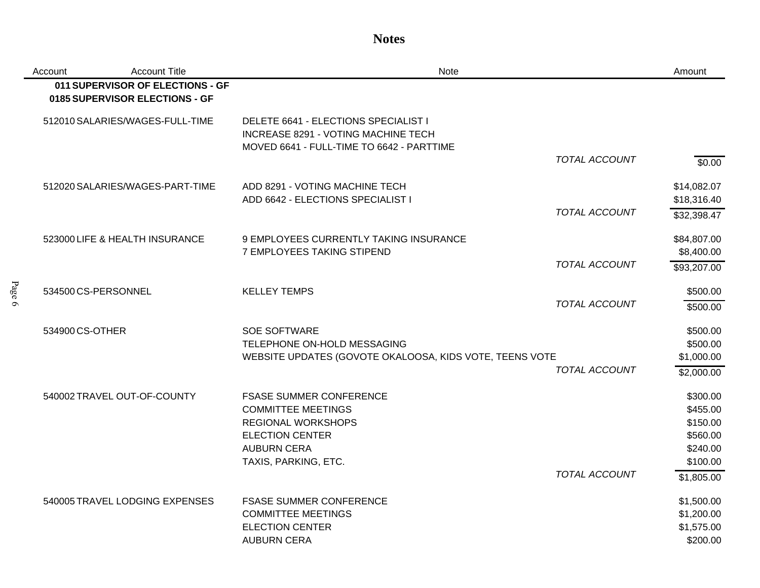# Notes

| Account | Account Title | Note | | Amount |
|---|---|---|---|---|
| **011** | **SUPERVISOR OF ELECTIONS - GF** | | | |
| **0185** | **SUPERVISOR ELECTIONS - GF** | | | |
| 512010 | SALARIES/WAGES-FULL-TIME | DELETE 6641 - ELECTIONS SPECIALIST I | | |
| | | INCREASE 8291 - VOTING MACHINE TECH | | |
| | | MOVED 6641 - FULL-TIME TO 6642 - PARTTIME | | |
| | | | *TOTAL ACCOUNT* | $0.00 |
| 512020 | SALARIES/WAGES-PART-TIME | ADD 8291 - VOTING MACHINE TECH | | $14,082.07 |
| | | ADD 6642 - ELECTIONS SPECIALIST I | | $18,316.40 |
| | | | *TOTAL ACCOUNT* | $32,398.47 |
| 523000 | LIFE & HEALTH INSURANCE | 9 EMPLOYEES CURRENTLY TAKING INSURANCE | | $84,807.00 |
| | | 7 EMPLOYEES TAKING STIPEND | | $8,400.00 |
| | | | *TOTAL ACCOUNT* | $93,207.00 |
| 534500 | CS-PERSONNEL | KELLEY TEMPS | | $500.00 |
| | | | *TOTAL ACCOUNT* | $500.00 |
| 534900 | CS-OTHER | SOE SOFTWARE | | $500.00 |
| | | TELEPHONE ON-HOLD MESSAGING | | $500.00 |
| | | WEBSITE UPDATES (GOVOTE OKALOOSA, KIDS VOTE, TEENS VOTE | | $1,000.00 |
| | | | *TOTAL ACCOUNT* | $2,000.00 |
| 540002 | TRAVEL OUT-OF-COUNTY | FSASE SUMMER CONFERENCE | | $300.00 |
| | | COMMITTEE MEETINGS | | $455.00 |
| | | REGIONAL WORKSHOPS | | $150.00 |
| | | ELECTION CENTER | | $560.00 |
| | | AUBURN CERA | | $240.00 |
| | | TAXIS, PARKING, ETC. | | $100.00 |
| | | | *TOTAL ACCOUNT* | $1,805.00 |
| 540005 | TRAVEL LODGING EXPENSES | FSASE SUMMER CONFERENCE | | $1,500.00 |
| | | COMMITTEE MEETINGS | | $1,200.00 |
| | | ELECTION CENTER | | $1,575.00 |
| | | AUBURN CERA | | $200.00 |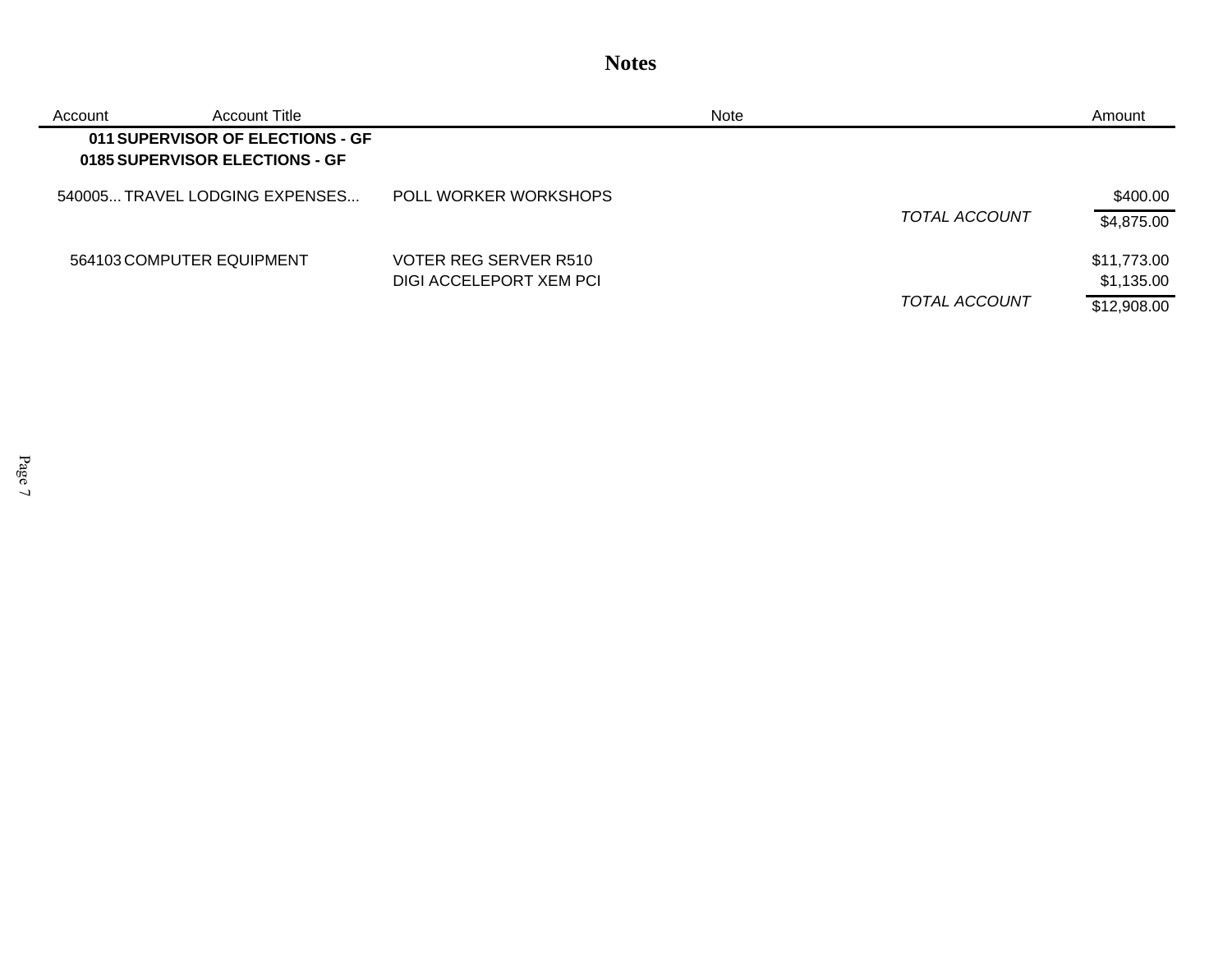# Notes

| Account | Account Title | Note | | Amount |
|---|---|---|---|---|
| **011** | **SUPERVISOR OF ELECTIONS - GF** | | | |
| **0185** | **SUPERVISOR ELECTIONS - GF** | | | |
| 540005... | TRAVEL LODGING EXPENSES... | POLL WORKER WORKSHOPS | | $400.00 |
| | | | *TOTAL ACCOUNT* | $4,875.00 |
| 564103 | COMPUTER EQUIPMENT | VOTER REG SERVER R510 | | $11,773.00 |
| | | DIGI ACCELEPORT XEM PCI | | $1,135.00 |
| | | | *TOTAL ACCOUNT* | $12,908.00 |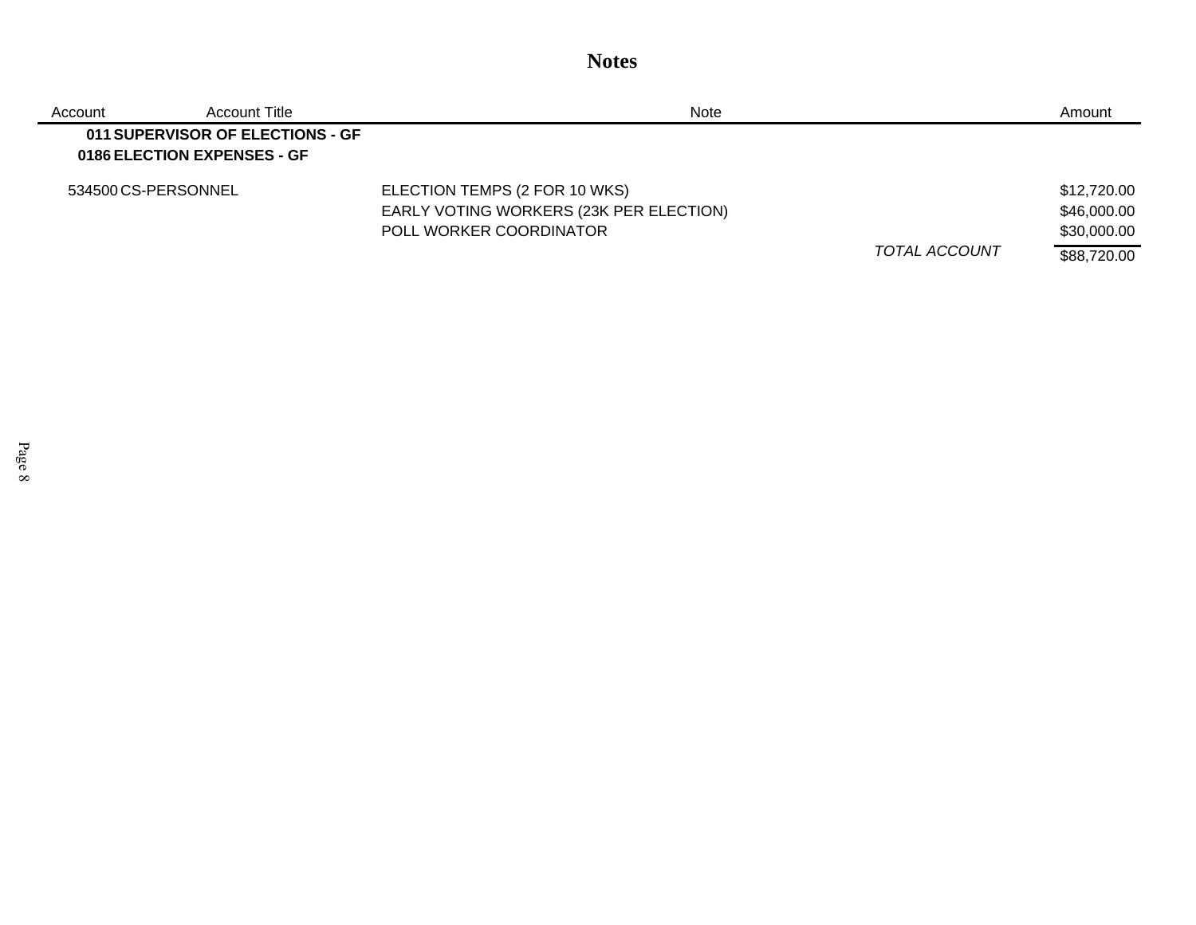# Notes

| Account | Account Title | Note | | Amount |
|---|---|---|---|---|
| **011** | **SUPERVISOR OF ELECTIONS - GF** | | | |
| **0186** | **ELECTION EXPENSES - GF** | | | |
| 534500 | CS-PERSONNEL | ELECTION TEMPS (2 FOR 10 WKS) | | $12,720.00 |
| | | EARLY VOTING WORKERS (23K PER ELECTION) | | $46,000.00 |
| | | POLL WORKER COORDINATOR | | $30,000.00 |
| | | | *TOTAL ACCOUNT* | $88,720.00 |